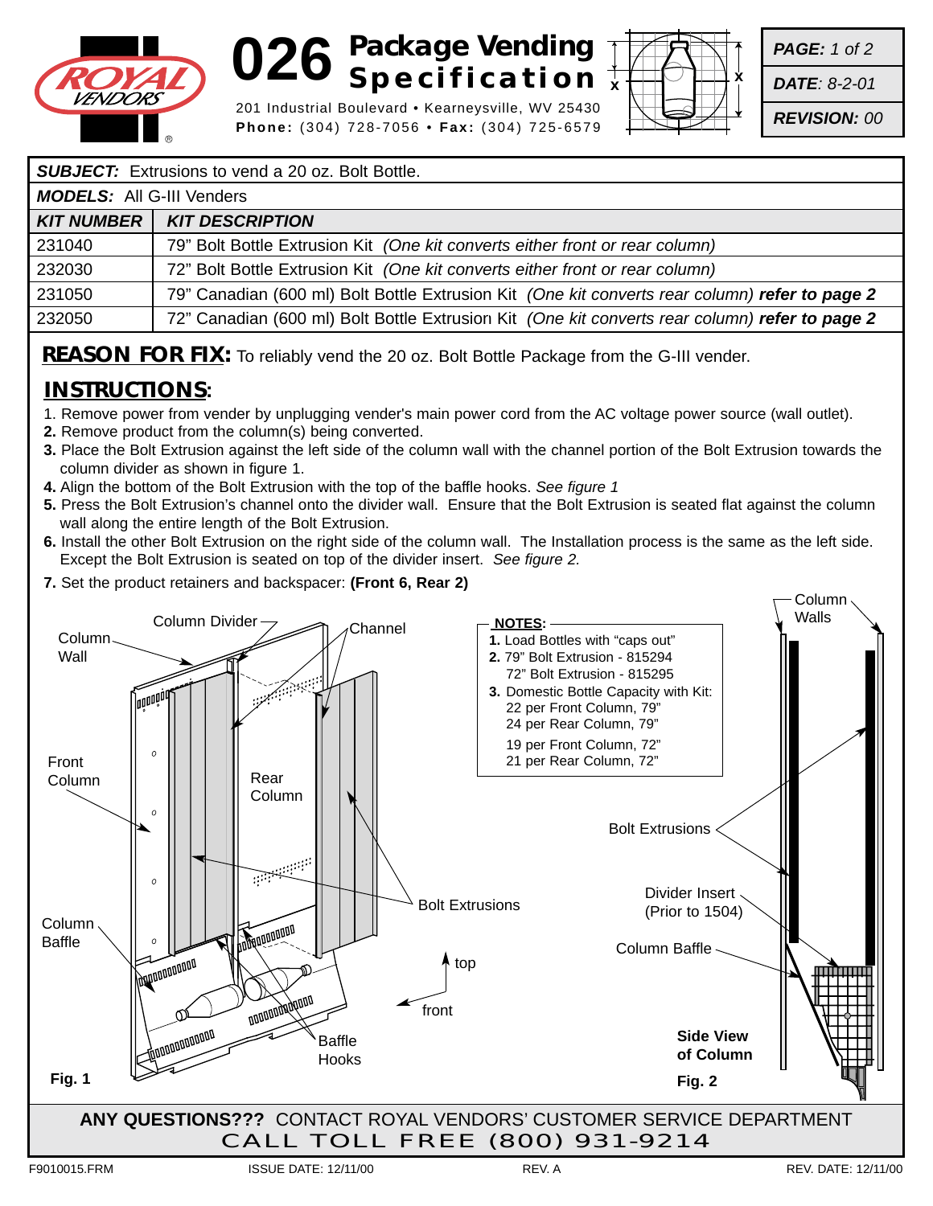# 026 Package Vending Specification

201 Industrial Boulevard • Kearneysville, WV 25430
**Phone:** (304) 728-7056 • **Fax:** (304) 725-6579

**PAGE:** 1 of 2
**DATE:** 8-2-01
**REVISION:** 00

***SUBJECT:*** Extrusions to vend a 20 oz. Bolt Bottle.

***MODELS:*** All G-III Venders

| KIT NUMBER | KIT DESCRIPTION |
|---|---|
| 231040 | 79" Bolt Bottle Extrusion Kit *(One kit converts either front or rear column)* |
| 232030 | 72" Bolt Bottle Extrusion Kit *(One kit converts either front or rear column)* |
| 231050 | 79" Canadian (600 ml) Bolt Bottle Extrusion Kit *(One kit converts rear column)* ***refer to page 2*** |
| 232050 | 72" Canadian (600 ml) Bolt Bottle Extrusion Kit *(One kit converts rear column)* ***refer to page 2*** |

**REASON FOR FIX:** To reliably vend the 20 oz. Bolt Bottle Package from the G-III vender.

## INSTRUCTIONS:

1. Remove power from vender by unplugging vender's main power cord from the AC voltage power source (wall outlet).
2. Remove product from the column(s) being converted.
3. Place the Bolt Extrusion against the left side of the column wall with the channel portion of the Bolt Extrusion towards the column divider as shown in figure 1.
4. Align the bottom of the Bolt Extrusion with the top of the baffle hooks. *See figure 1*
5. Press the Bolt Extrusion's channel onto the divider wall. Ensure that the Bolt Extrusion is seated flat against the column wall along the entire length of the Bolt Extrusion.
6. Install the other Bolt Extrusion on the right side of the column wall. The Installation process is the same as the left side. Except the Bolt Extrusion is seated on top of the divider insert. *See figure 2.*
7. Set the product retainers and backspacer: **(Front 6, Rear 2)**

Column Divider, Channel, Column Wall, Front Column, Rear Column, Bolt Extrusions, Column Baffle, Baffle Hooks, top, front

**Fig. 1**

**NOTES:**
1. Load Bottles with "caps out"
2. 79" Bolt Extrusion - 815294
   72" Bolt Extrusion - 815295
3. Domestic Bottle Capacity with Kit:
   22 per Front Column, 79"
   24 per Rear Column, 79"

   19 per Front Column, 72"
   21 per Rear Column, 72"

Column Walls, Bolt Extrusions, Divider Insert (Prior to 1504), Column Baffle

**Side View of Column**

**Fig. 2**

**ANY QUESTIONS???** CONTACT ROYAL VENDORS' CUSTOMER SERVICE DEPARTMENT
CALL TOLL FREE (800) 931-9214

F9010015.FRM ISSUE DATE: 12/11/00 REV. A REV. DATE: 12/11/00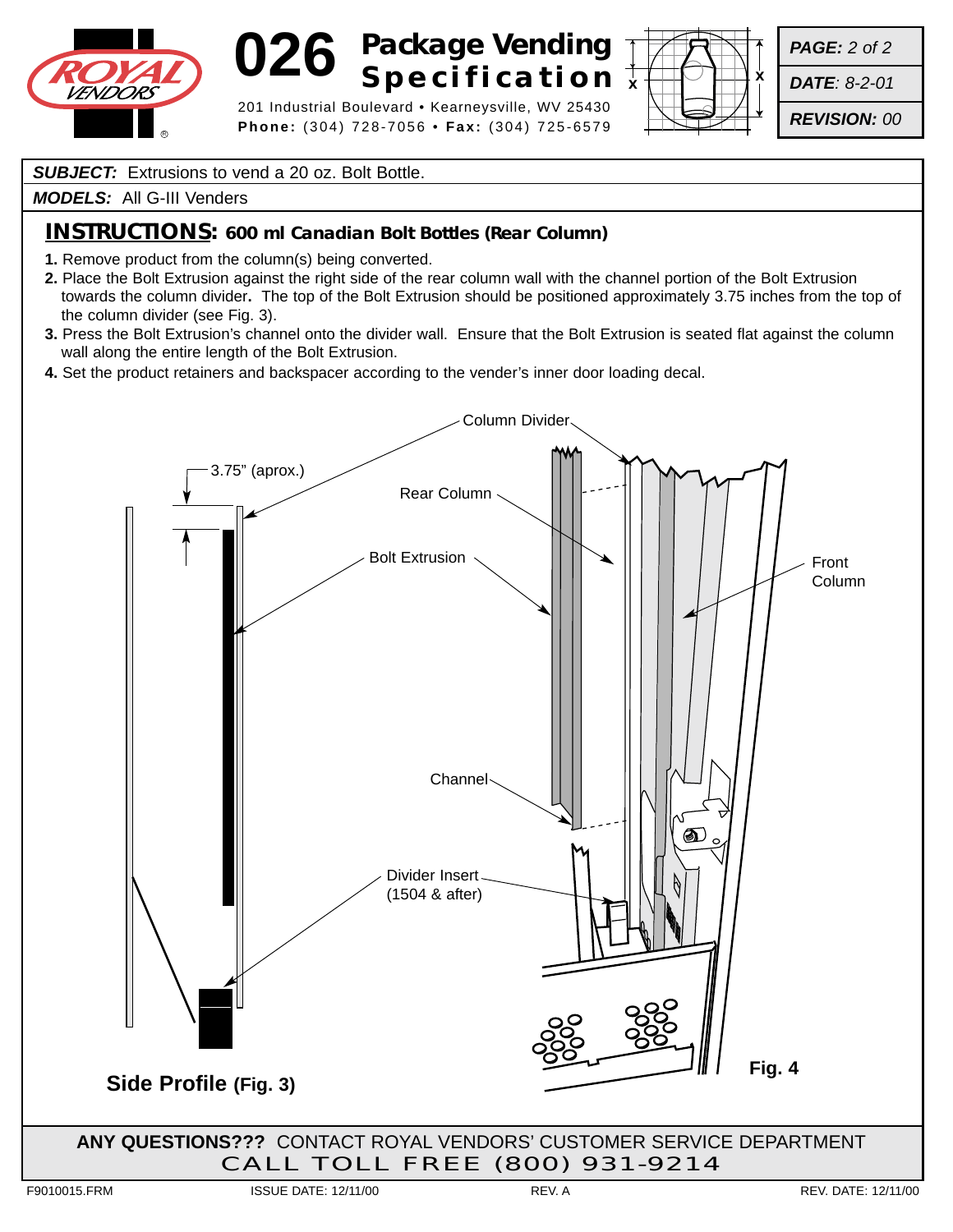**ROYAL VENDORS**

# 026 Package Vending Specification

201 Industrial Boulevard • Kearneysville, WV 25430
**Phone:** (304) 728-7056 • **Fax:** (304) 725-6579

***PAGE:*** *2 of 2*
***DATE:*** *8-2-01*
***REVISION:*** *00*

***SUBJECT:*** Extrusions to vend a 20 oz. Bolt Bottle.

***MODELS:*** All G-III Venders

## INSTRUCTIONS: 600 ml Canadian Bolt Bottles (Rear Column)

1. Remove product from the column(s) being converted.
2. Place the Bolt Extrusion against the right side of the rear column wall with the channel portion of the Bolt Extrusion towards the column divider. The top of the Bolt Extrusion should be positioned approximately 3.75 inches from the top of the column divider (see Fig. 3).
3. Press the Bolt Extrusion's channel onto the divider wall. Ensure that the Bolt Extrusion is seated flat against the column wall along the entire length of the Bolt Extrusion.
4. Set the product retainers and backspacer according to the vender's inner door loading decal.

3.75" (aprox.)
Column Divider
Rear Column
Bolt Extrusion
Front Column
Channel
Divider Insert (1504 & after)

**Side Profile (Fig. 3)**

**Fig. 4**

**ANY QUESTIONS???** CONTACT ROYAL VENDORS' CUSTOMER SERVICE DEPARTMENT
CALL TOLL FREE (800) 931-9214

F9010015.FRM ISSUE DATE: 12/11/00 REV. A REV. DATE: 12/11/00